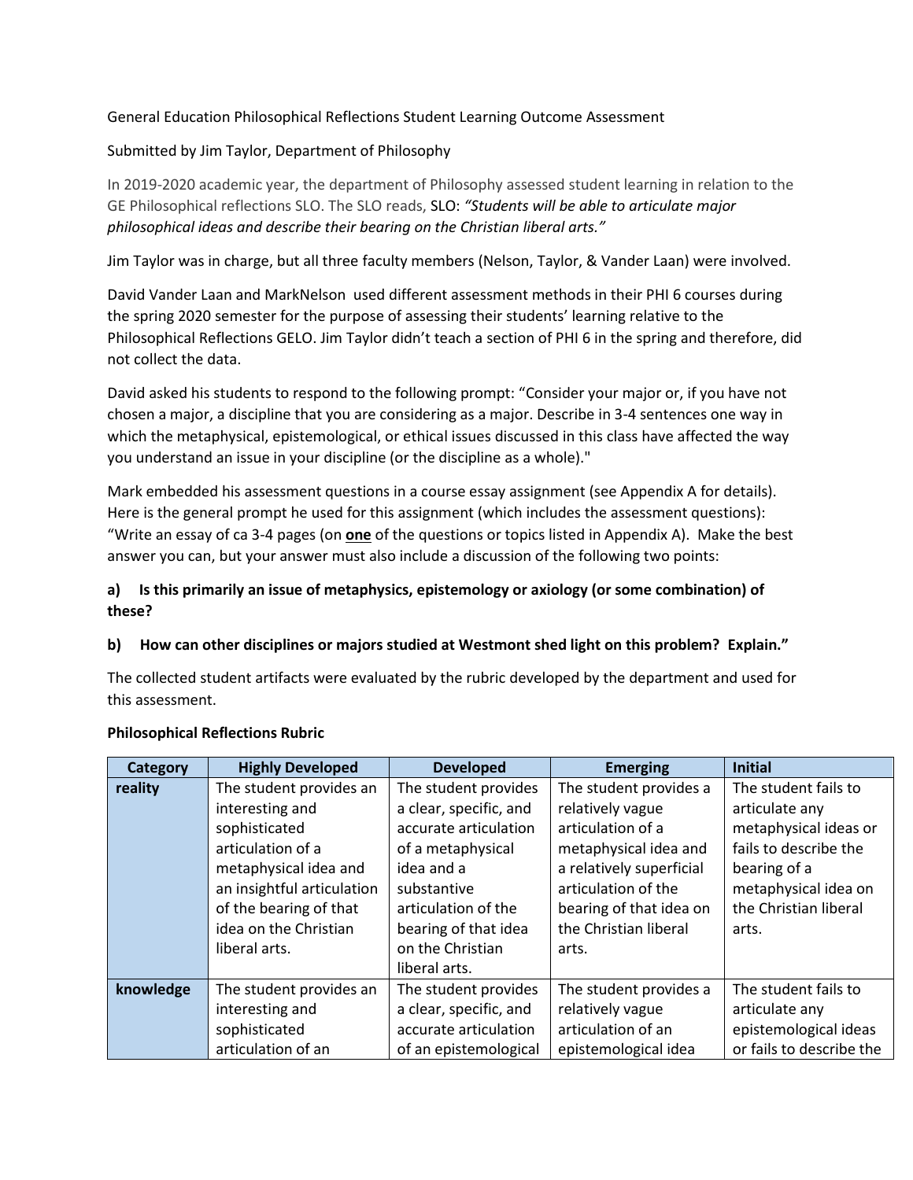General Education Philosophical Reflections Student Learning Outcome Assessment

Submitted by Jim Taylor, Department of Philosophy

In 2019-2020 academic year, the department of Philosophy assessed student learning in relation to the GE Philosophical reflections SLO. The SLO reads, SLO: ***"Students will be able to articulate major philosophical ideas and describe their bearing on the Christian liberal arts."***

Jim Taylor was in charge, but all three faculty members (Nelson, Taylor, & Vander Laan) were involved.

David Vander Laan and MarkNelson used different assessment methods in their PHI 6 courses during the spring 2020 semester for the purpose of assessing their students' learning relative to the Philosophical Reflections GELO. Jim Taylor didn't teach a section of PHI 6 in the spring and therefore, did not collect the data.

David asked his students to respond to the following prompt: "Consider your major or, if you have not chosen a major, a discipline that you are considering as a major. Describe in 3-4 sentences one way in which the metaphysical, epistemological, or ethical issues discussed in this class have affected the way you understand an issue in your discipline (or the discipline as a whole)."

Mark embedded his assessment questions in a course essay assignment (see Appendix A for details). Here is the general prompt he used for this assignment (which includes the assessment questions): "Write an essay of ca 3-4 pages (on **one** of the questions or topics listed in Appendix A). Make the best answer you can, but your answer must also include a discussion of the following two points:

**a) Is this primarily an issue of metaphysics, epistemology or axiology (or some combination) of these?**

**b) How can other disciplines or majors studied at Westmont shed light on this problem? Explain."**

The collected student artifacts were evaluated by the rubric developed by the department and used for this assessment.

**Philosophical Reflections Rubric**

| Category | Highly Developed | Developed | Emerging | Initial |
|---|---|---|---|---|
| **reality** | The student provides an interesting and sophisticated articulation of a metaphysical idea and an insightful articulation of the bearing of that idea on the Christian liberal arts. | The student provides a clear, specific, and accurate articulation of a metaphysical idea and a substantive articulation of the bearing of that idea on the Christian liberal arts. | The student provides a relatively vague articulation of a metaphysical idea and a relatively superficial articulation of the bearing of that idea on the Christian liberal arts. | The student fails to articulate any metaphysical ideas or fails to describe the bearing of a metaphysical idea on the Christian liberal arts. |
| **knowledge** | The student provides an interesting and sophisticated articulation of an | The student provides a clear, specific, and accurate articulation of an epistemological | The student provides a relatively vague articulation of an epistemological idea | The student fails to articulate any epistemological ideas or fails to describe the |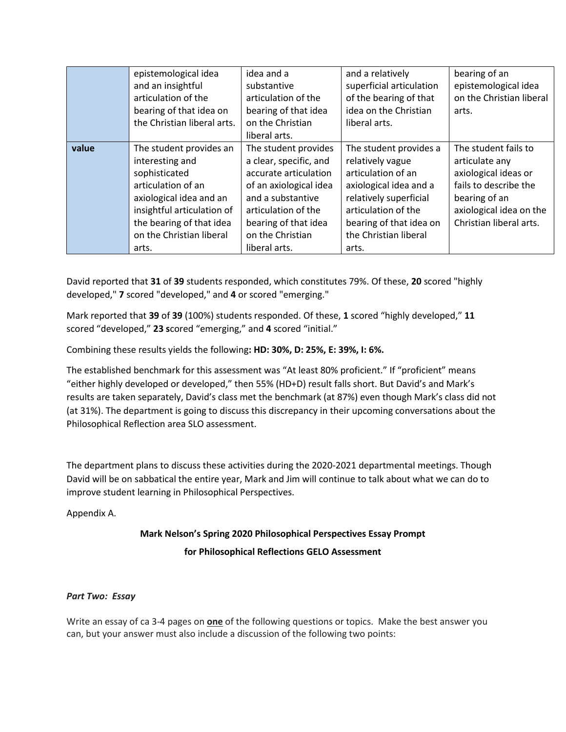| | epistemological idea and an insightful articulation of the bearing of that idea on the Christian liberal arts. | idea and a substantive articulation of the bearing of that idea on the Christian liberal arts. | and a relatively superficial articulation of the bearing of that idea on the Christian liberal arts. | bearing of an epistemological idea on the Christian liberal arts. |
|---|---|---|---|---|
| **value** | The student provides an interesting and sophisticated articulation of an axiological idea and an insightful articulation of the bearing of that idea on the Christian liberal arts. | The student provides a clear, specific, and accurate articulation of an axiological idea and a substantive articulation of the bearing of that idea on the Christian liberal arts. | The student provides a relatively vague articulation of an axiological idea and a relatively superficial articulation of the bearing of that idea on the Christian liberal arts. | The student fails to articulate any axiological ideas or fails to describe the bearing of an axiological idea on the Christian liberal arts. |

David reported that **31** of **39** students responded, which constitutes 79%. Of these, **20** scored "highly developed," **7** scored "developed," and **4** or scored "emerging."

Mark reported that **39** of **39** (100%) students responded. Of these, **1** scored "highly developed," **11** scored "developed," **23 s**cored "emerging," and **4** scored "initial."

Combining these results yields the following**: HD: 30%, D: 25%, E: 39%, I: 6%.**

The established benchmark for this assessment was "At least 80% proficient." If "proficient" means "either highly developed or developed," then 55% (HD+D) result falls short. But David's and Mark's results are taken separately, David's class met the benchmark (at 87%) even though Mark's class did not (at 31%). The department is going to discuss this discrepancy in their upcoming conversations about the Philosophical Reflection area SLO assessment.

The department plans to discuss these activities during the 2020-2021 departmental meetings. Though David will be on sabbatical the entire year, Mark and Jim will continue to talk about what we can do to improve student learning in Philosophical Perspectives.

Appendix A.

**Mark Nelson's Spring 2020 Philosophical Perspectives Essay Prompt**

**for Philosophical Reflections GELO Assessment**

***Part Two: Essay***

Write an essay of ca 3-4 pages on **one** of the following questions or topics. Make the best answer you can, but your answer must also include a discussion of the following two points: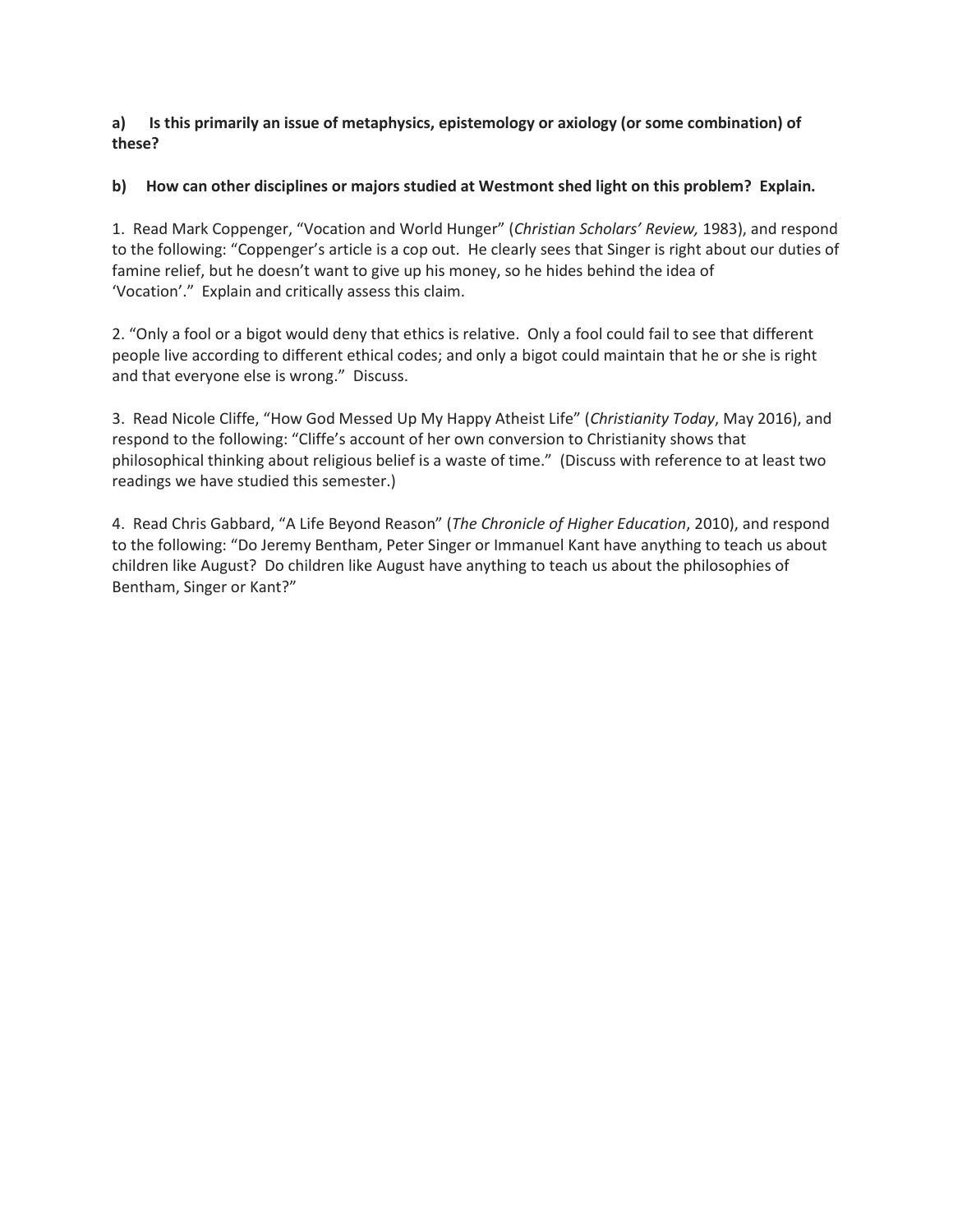**a) Is this primarily an issue of metaphysics, epistemology or axiology (or some combination) of these?**

**b) How can other disciplines or majors studied at Westmont shed light on this problem? Explain.**

1. Read Mark Coppenger, "Vocation and World Hunger" (*Christian Scholars' Review,* 1983), and respond to the following: "Coppenger's article is a cop out. He clearly sees that Singer is right about our duties of famine relief, but he doesn't want to give up his money, so he hides behind the idea of 'Vocation'." Explain and critically assess this claim.

2. "Only a fool or a bigot would deny that ethics is relative. Only a fool could fail to see that different people live according to different ethical codes; and only a bigot could maintain that he or she is right and that everyone else is wrong." Discuss.

3. Read Nicole Cliffe, "How God Messed Up My Happy Atheist Life" (*Christianity Today*, May 2016), and respond to the following: "Cliffe's account of her own conversion to Christianity shows that philosophical thinking about religious belief is a waste of time." (Discuss with reference to at least two readings we have studied this semester.)

4. Read Chris Gabbard, "A Life Beyond Reason" (*The Chronicle of Higher Education*, 2010), and respond to the following: "Do Jeremy Bentham, Peter Singer or Immanuel Kant have anything to teach us about children like August? Do children like August have anything to teach us about the philosophies of Bentham, Singer or Kant?"